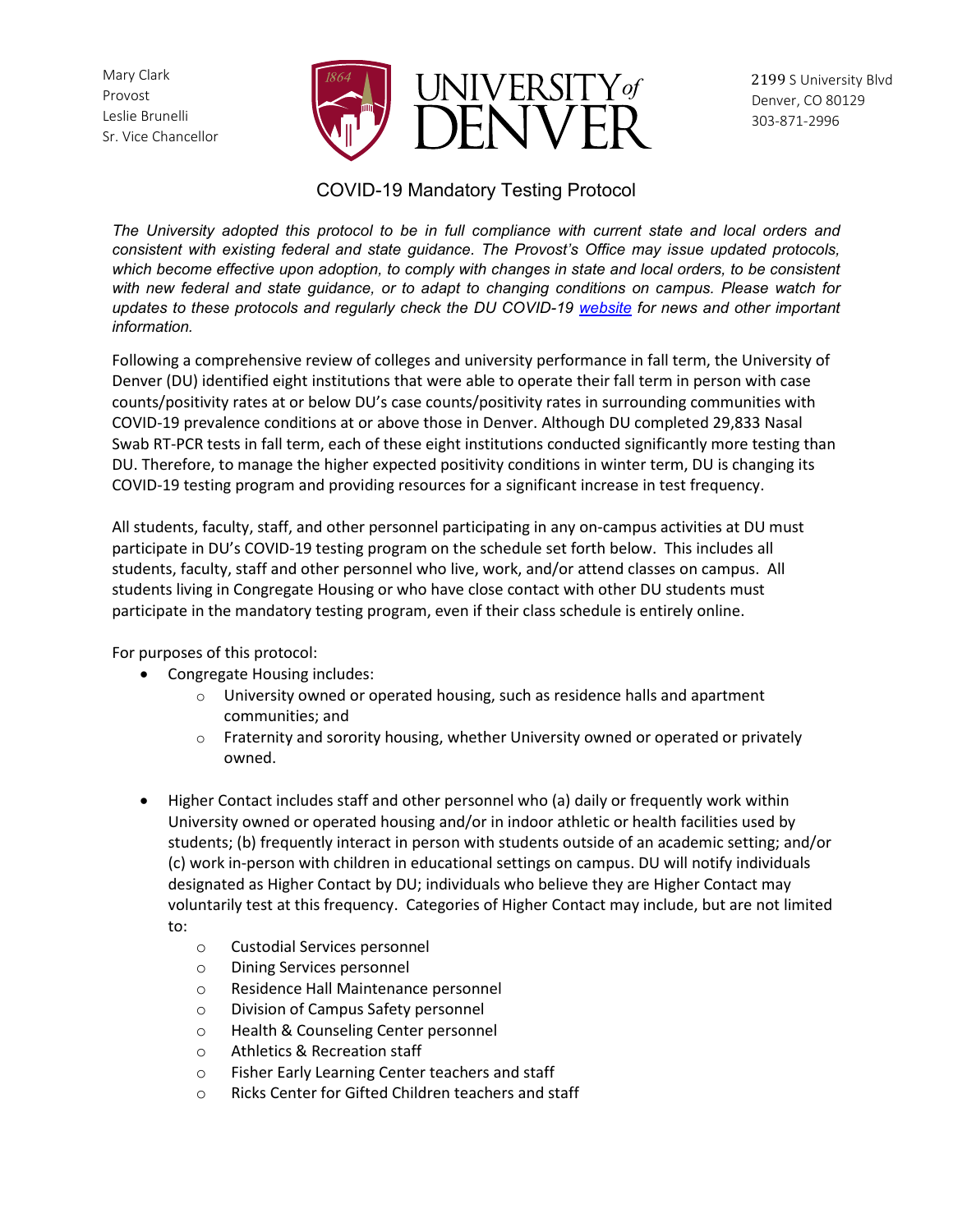Mary Clark
Provost
Leslie Brunelli
Sr. Vice Chancellor

UNIVERSITY of DENVER

2199 S University Blvd
Denver, CO 80129
303-871-2996

# COVID-19 Mandatory Testing Protocol

*The University adopted this protocol to be in full compliance with current state and local orders and consistent with existing federal and state guidance. The Provost's Office may issue updated protocols, which become effective upon adoption, to comply with changes in state and local orders, to be consistent with new federal and state guidance, or to adapt to changing conditions on campus. Please watch for updates to these protocols and regularly check the DU COVID-19 website for news and other important information.*

Following a comprehensive review of colleges and university performance in fall term, the University of Denver (DU) identified eight institutions that were able to operate their fall term in person with case counts/positivity rates at or below DU's case counts/positivity rates in surrounding communities with COVID-19 prevalence conditions at or above those in Denver. Although DU completed 29,833 Nasal Swab RT-PCR tests in fall term, each of these eight institutions conducted significantly more testing than DU. Therefore, to manage the higher expected positivity conditions in winter term, DU is changing its COVID-19 testing program and providing resources for a significant increase in test frequency.

All students, faculty, staff, and other personnel participating in any on-campus activities at DU must participate in DU's COVID-19 testing program on the schedule set forth below. This includes all students, faculty, staff and other personnel who live, work, and/or attend classes on campus. All students living in Congregate Housing or who have close contact with other DU students must participate in the mandatory testing program, even if their class schedule is entirely online.

For purposes of this protocol:

- Congregate Housing includes:
  - University owned or operated housing, such as residence halls and apartment communities; and
  - Fraternity and sorority housing, whether University owned or operated or privately owned.
- Higher Contact includes staff and other personnel who (a) daily or frequently work within University owned or operated housing and/or in indoor athletic or health facilities used by students; (b) frequently interact in person with students outside of an academic setting; and/or (c) work in-person with children in educational settings on campus. DU will notify individuals designated as Higher Contact by DU; individuals who believe they are Higher Contact may voluntarily test at this frequency. Categories of Higher Contact may include, but are not limited to:
  - Custodial Services personnel
  - Dining Services personnel
  - Residence Hall Maintenance personnel
  - Division of Campus Safety personnel
  - Health & Counseling Center personnel
  - Athletics & Recreation staff
  - Fisher Early Learning Center teachers and staff
  - Ricks Center for Gifted Children teachers and staff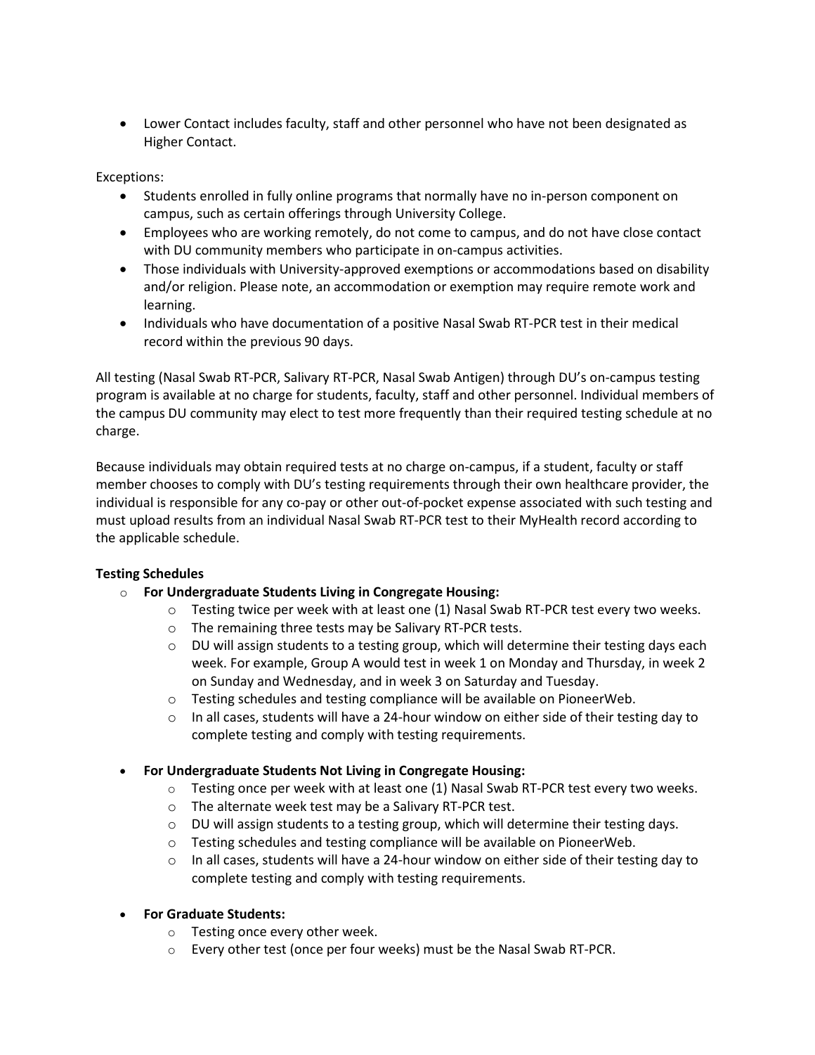- Lower Contact includes faculty, staff and other personnel who have not been designated as Higher Contact.

Exceptions:

- Students enrolled in fully online programs that normally have no in-person component on campus, such as certain offerings through University College.
- Employees who are working remotely, do not come to campus, and do not have close contact with DU community members who participate in on-campus activities.
- Those individuals with University-approved exemptions or accommodations based on disability and/or religion. Please note, an accommodation or exemption may require remote work and learning.
- Individuals who have documentation of a positive Nasal Swab RT-PCR test in their medical record within the previous 90 days.

All testing (Nasal Swab RT-PCR, Salivary RT-PCR, Nasal Swab Antigen) through DU's on-campus testing program is available at no charge for students, faculty, staff and other personnel. Individual members of the campus DU community may elect to test more frequently than their required testing schedule at no charge.

Because individuals may obtain required tests at no charge on-campus, if a student, faculty or staff member chooses to comply with DU's testing requirements through their own healthcare provider, the individual is responsible for any co-pay or other out-of-pocket expense associated with such testing and must upload results from an individual Nasal Swab RT-PCR test to their MyHealth record according to the applicable schedule.

**Testing Schedules**

- **For Undergraduate Students Living in Congregate Housing:**
  - Testing twice per week with at least one (1) Nasal Swab RT-PCR test every two weeks.
  - The remaining three tests may be Salivary RT-PCR tests.
  - DU will assign students to a testing group, which will determine their testing days each week. For example, Group A would test in week 1 on Monday and Thursday, in week 2 on Sunday and Wednesday, and in week 3 on Saturday and Tuesday.
  - Testing schedules and testing compliance will be available on PioneerWeb.
  - In all cases, students will have a 24-hour window on either side of their testing day to complete testing and comply with testing requirements.

- **For Undergraduate Students Not Living in Congregate Housing:**
  - Testing once per week with at least one (1) Nasal Swab RT-PCR test every two weeks.
  - The alternate week test may be a Salivary RT-PCR test.
  - DU will assign students to a testing group, which will determine their testing days.
  - Testing schedules and testing compliance will be available on PioneerWeb.
  - In all cases, students will have a 24-hour window on either side of their testing day to complete testing and comply with testing requirements.

- **For Graduate Students:**
  - Testing once every other week.
  - Every other test (once per four weeks) must be the Nasal Swab RT-PCR.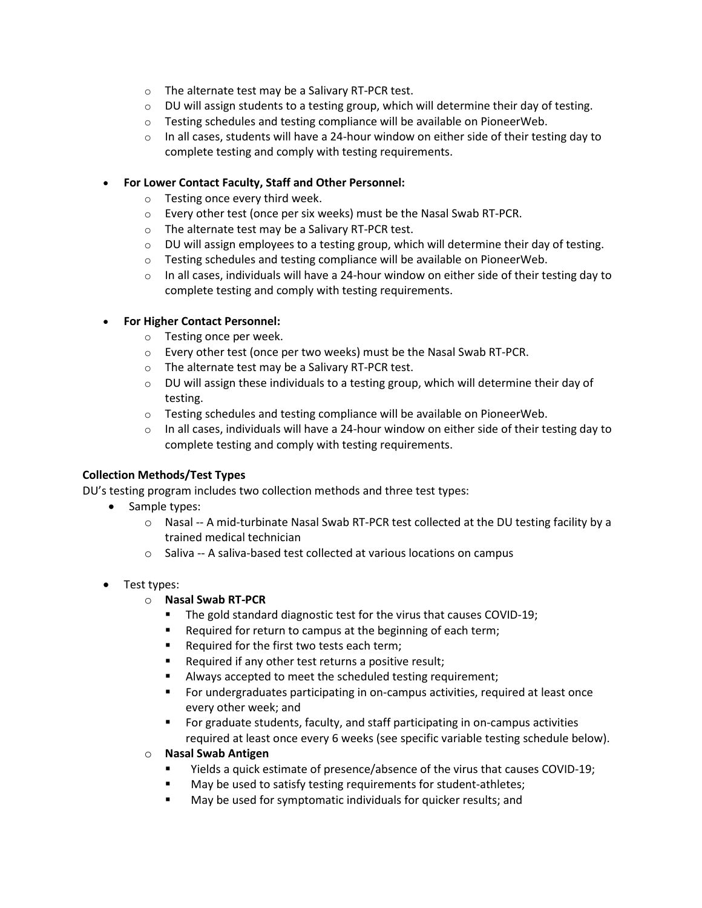- The alternate test may be a Salivary RT-PCR test.
    - DU will assign students to a testing group, which will determine their day of testing.
    - Testing schedules and testing compliance will be available on PioneerWeb.
    - In all cases, students will have a 24-hour window on either side of their testing day to complete testing and comply with testing requirements.

- **For Lower Contact Faculty, Staff and Other Personnel:**
    - Testing once every third week.
    - Every other test (once per six weeks) must be the Nasal Swab RT-PCR.
    - The alternate test may be a Salivary RT-PCR test.
    - DU will assign employees to a testing group, which will determine their day of testing.
    - Testing schedules and testing compliance will be available on PioneerWeb.
    - In all cases, individuals will have a 24-hour window on either side of their testing day to complete testing and comply with testing requirements.

- **For Higher Contact Personnel:**
    - Testing once per week.
    - Every other test (once per two weeks) must be the Nasal Swab RT-PCR.
    - The alternate test may be a Salivary RT-PCR test.
    - DU will assign these individuals to a testing group, which will determine their day of testing.
    - Testing schedules and testing compliance will be available on PioneerWeb.
    - In all cases, individuals will have a 24-hour window on either side of their testing day to complete testing and comply with testing requirements.

**Collection Methods/Test Types**

DU's testing program includes two collection methods and three test types:

- Sample types:
    - Nasal -- A mid-turbinate Nasal Swab RT-PCR test collected at the DU testing facility by a trained medical technician
    - Saliva -- A saliva-based test collected at various locations on campus

- Test types:
    - **Nasal Swab RT-PCR**
        - The gold standard diagnostic test for the virus that causes COVID-19;
        - Required for return to campus at the beginning of each term;
        - Required for the first two tests each term;
        - Required if any other test returns a positive result;
        - Always accepted to meet the scheduled testing requirement;
        - For undergraduates participating in on-campus activities, required at least once every other week; and
        - For graduate students, faculty, and staff participating in on-campus activities required at least once every 6 weeks (see specific variable testing schedule below).
    - **Nasal Swab Antigen**
        - Yields a quick estimate of presence/absence of the virus that causes COVID-19;
        - May be used to satisfy testing requirements for student-athletes;
        - May be used for symptomatic individuals for quicker results; and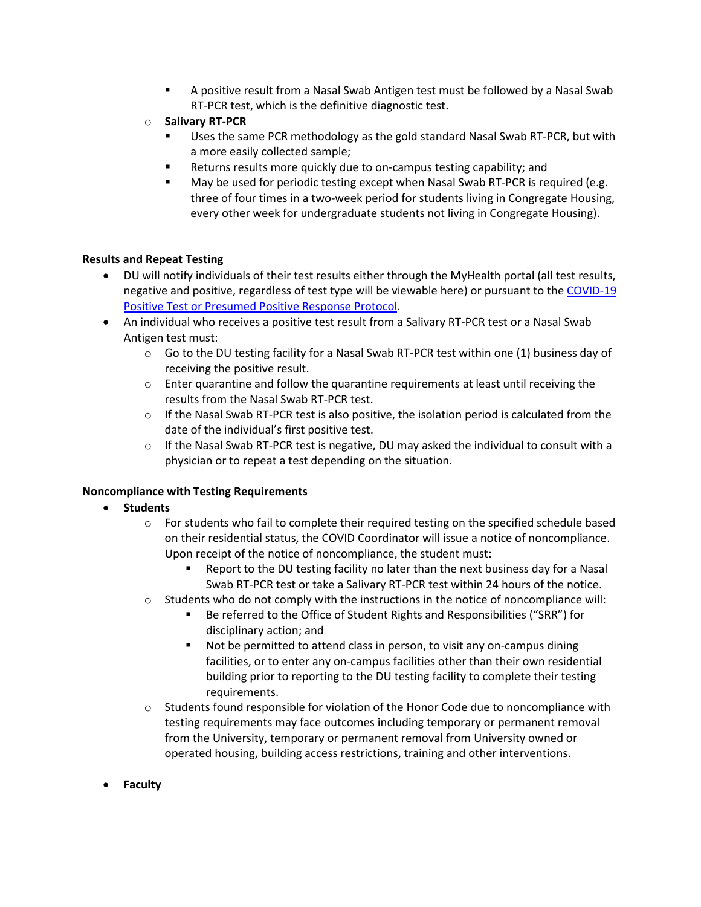- A positive result from a Nasal Swab Antigen test must be followed by a Nasal Swab RT-PCR test, which is the definitive diagnostic test.
  - **Salivary RT-PCR**
      - Uses the same PCR methodology as the gold standard Nasal Swab RT-PCR, but with a more easily collected sample;
      - Returns results more quickly due to on-campus testing capability; and
      - May be used for periodic testing except when Nasal Swab RT-PCR is required (e.g. three of four times in a two-week period for students living in Congregate Housing, every other week for undergraduate students not living in Congregate Housing).

**Results and Repeat Testing**

- DU will notify individuals of their test results either through the MyHealth portal (all test results, negative and positive, regardless of test type will be viewable here) or pursuant to the [COVID-19 Positive Test or Presumed Positive Response Protocol](https://).
- An individual who receives a positive test result from a Salivary RT-PCR test or a Nasal Swab Antigen test must:
  - Go to the DU testing facility for a Nasal Swab RT-PCR test within one (1) business day of receiving the positive result.
  - Enter quarantine and follow the quarantine requirements at least until receiving the results from the Nasal Swab RT-PCR test.
  - If the Nasal Swab RT-PCR test is also positive, the isolation period is calculated from the date of the individual's first positive test.
  - If the Nasal Swab RT-PCR test is negative, DU may asked the individual to consult with a physician or to repeat a test depending on the situation.

**Noncompliance with Testing Requirements**

- **Students**
  - For students who fail to complete their required testing on the specified schedule based on their residential status, the COVID Coordinator will issue a notice of noncompliance. Upon receipt of the notice of noncompliance, the student must:
      - Report to the DU testing facility no later than the next business day for a Nasal Swab RT-PCR test or take a Salivary RT-PCR test within 24 hours of the notice.
  - Students who do not comply with the instructions in the notice of noncompliance will:
      - Be referred to the Office of Student Rights and Responsibilities ("SRR") for disciplinary action; and
      - Not be permitted to attend class in person, to visit any on-campus dining facilities, or to enter any on-campus facilities other than their own residential building prior to reporting to the DU testing facility to complete their testing requirements.
  - Students found responsible for violation of the Honor Code due to noncompliance with testing requirements may face outcomes including temporary or permanent removal from the University, temporary or permanent removal from University owned or operated housing, building access restrictions, training and other interventions.

- **Faculty**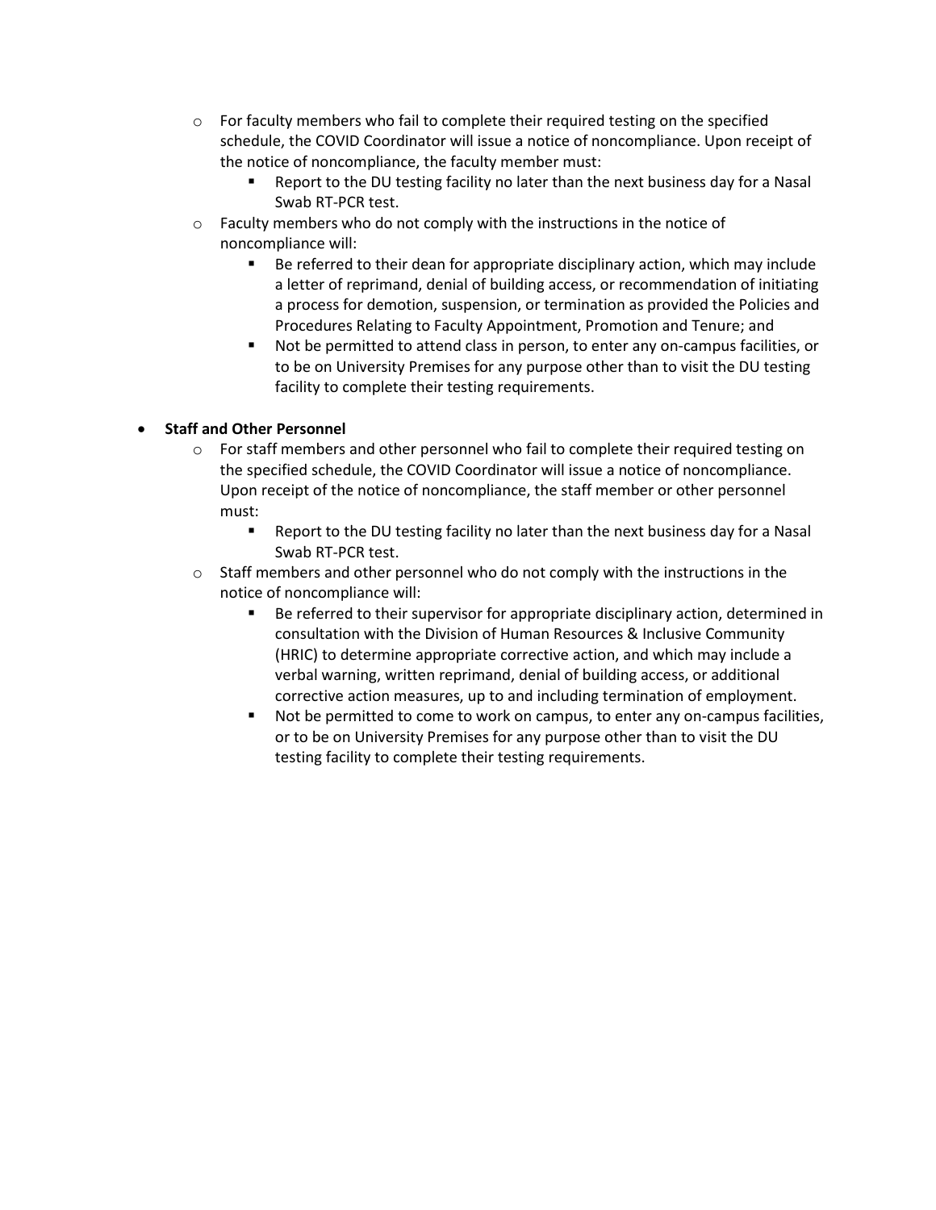- For faculty members who fail to complete their required testing on the specified schedule, the COVID Coordinator will issue a notice of noncompliance. Upon receipt of the notice of noncompliance, the faculty member must:
    - Report to the DU testing facility no later than the next business day for a Nasal Swab RT-PCR test.
  - Faculty members who do not comply with the instructions in the notice of noncompliance will:
    - Be referred to their dean for appropriate disciplinary action, which may include a letter of reprimand, denial of building access, or recommendation of initiating a process for demotion, suspension, or termination as provided the Policies and Procedures Relating to Faculty Appointment, Promotion and Tenure; and
    - Not be permitted to attend class in person, to enter any on-campus facilities, or to be on University Premises for any purpose other than to visit the DU testing facility to complete their testing requirements.

- **Staff and Other Personnel**
  - For staff members and other personnel who fail to complete their required testing on the specified schedule, the COVID Coordinator will issue a notice of noncompliance. Upon receipt of the notice of noncompliance, the staff member or other personnel must:
    - Report to the DU testing facility no later than the next business day for a Nasal Swab RT-PCR test.
  - Staff members and other personnel who do not comply with the instructions in the notice of noncompliance will:
    - Be referred to their supervisor for appropriate disciplinary action, determined in consultation with the Division of Human Resources & Inclusive Community (HRIC) to determine appropriate corrective action, and which may include a verbal warning, written reprimand, denial of building access, or additional corrective action measures, up to and including termination of employment.
    - Not be permitted to come to work on campus, to enter any on-campus facilities, or to be on University Premises for any purpose other than to visit the DU testing facility to complete their testing requirements.